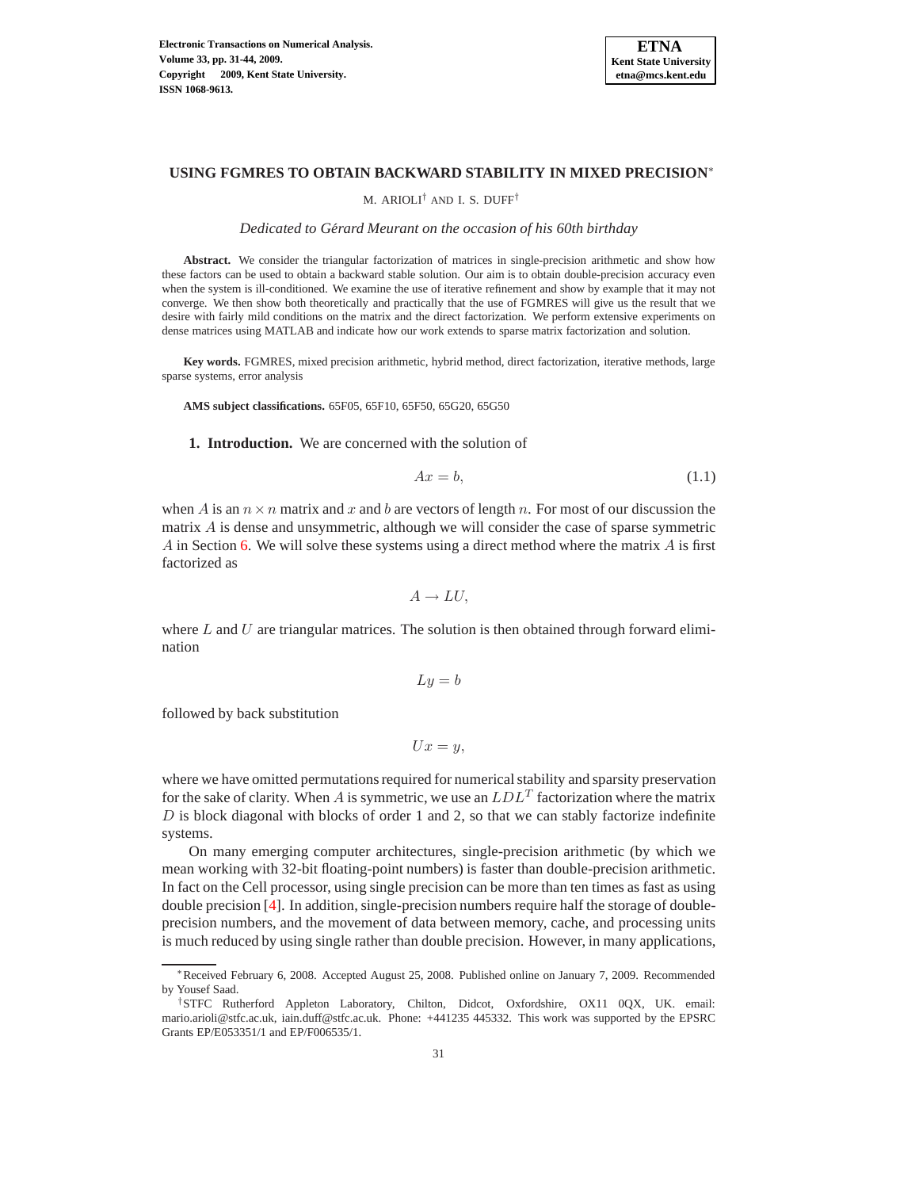# USING FGMRES TO OBTAIN BACKWARD STABILITY IN MIXED PRECISION*

M. ARIOLI† AND I. S. DUFF†

*Dedicated to Gérard Meurant on the occasion of his 60th birthday*

**Abstract.** We consider the triangular factorization of matrices in single-precision arithmetic and show how these factors can be used to obtain a backward stable solution. Our aim is to obtain double-precision accuracy even when the system is ill-conditioned. We examine the use of iterative refinement and show by example that it may not converge. We then show both theoretically and practically that the use of FGMRES will give us the result that we desire with fairly mild conditions on the matrix and the direct factorization. We perform extensive experiments on dense matrices using MATLAB and indicate how our work extends to sparse matrix factorization and solution.

**Key words.** FGMRES, mixed precision arithmetic, hybrid method, direct factorization, iterative methods, large sparse systems, error analysis

**AMS subject classifications.** 65F05, 65F10, 65F50, 65G20, 65G50

## 1. Introduction.

We are concerned with the solution of

$$Ax = b, \tag{1.1}$$

when $A$ is an $n \times n$ matrix and $x$ and $b$ are vectors of length $n$. For most of our discussion the matrix $A$ is dense and unsymmetric, although we will consider the case of sparse symmetric $A$ in Section 6. We will solve these systems using a direct method where the matrix $A$ is first factorized as

$$A \rightarrow LU,$$

where $L$ and $U$ are triangular matrices. The solution is then obtained through forward elimination

$$Ly = b$$

followed by back substitution

$$Ux = y,$$

where we have omitted permutations required for numerical stability and sparsity preservation for the sake of clarity. When $A$ is symmetric, we use an $LDL^T$ factorization where the matrix $D$ is block diagonal with blocks of order 1 and 2, so that we can stably factorize indefinite systems.

On many emerging computer architectures, single-precision arithmetic (by which we mean working with 32-bit floating-point numbers) is faster than double-precision arithmetic. In fact on the Cell processor, using single precision can be more than ten times as fast as using double precision [4]. In addition, single-precision numbers require half the storage of double-precision numbers, and the movement of data between memory, cache, and processing units is much reduced by using single rather than double precision. However, in many applications,

---

*Received February 6, 2008. Accepted August 25, 2008. Published online on January 7, 2009. Recommended by Yousef Saad.

†STFC Rutherford Appleton Laboratory, Chilton, Didcot, Oxfordshire, OX11 0QX, UK. email: mario.arioli@stfc.ac.uk, iain.duff@stfc.ac.uk. Phone: +441235 445332. This work was supported by the EPSRC Grants EP/E053351/1 and EP/F006535/1.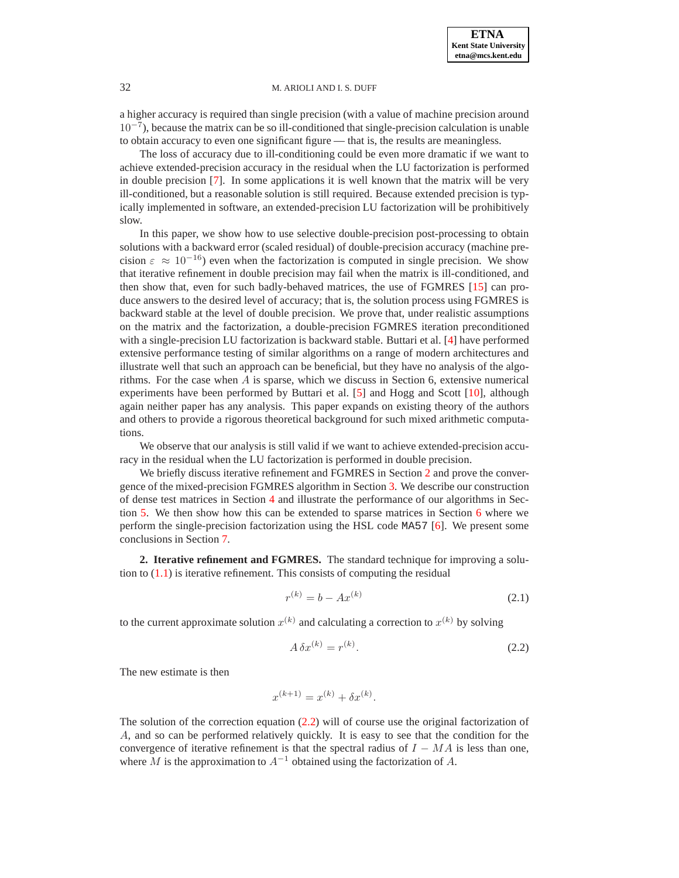a higher accuracy is required than single precision (with a value of machine precision around $10^{-7}$), because the matrix can be so ill-conditioned that single-precision calculation is unable to obtain accuracy to even one significant figure — that is, the results are meaningless.

The loss of accuracy due to ill-conditioning could be even more dramatic if we want to achieve extended-precision accuracy in the residual when the LU factorization is performed in double precision [7]. In some applications it is well known that the matrix will be very ill-conditioned, but a reasonable solution is still required. Because extended precision is typically implemented in software, an extended-precision LU factorization will be prohibitively slow.

In this paper, we show how to use selective double-precision post-processing to obtain solutions with a backward error (scaled residual) of double-precision accuracy (machine precision $\varepsilon \approx 10^{-16}$) even when the factorization is computed in single precision. We show that iterative refinement in double precision may fail when the matrix is ill-conditioned, and then show that, even for such badly-behaved matrices, the use of FGMRES [15] can produce answers to the desired level of accuracy; that is, the solution process using FGMRES is backward stable at the level of double precision. We prove that, under realistic assumptions on the matrix and the factorization, a double-precision FGMRES iteration preconditioned with a single-precision LU factorization is backward stable. Buttari et al. [4] have performed extensive performance testing of similar algorithms on a range of modern architectures and illustrate well that such an approach can be beneficial, but they have no analysis of the algorithms. For the case when $A$ is sparse, which we discuss in Section 6, extensive numerical experiments have been performed by Buttari et al. [5] and Hogg and Scott [10], although again neither paper has any analysis. This paper expands on existing theory of the authors and others to provide a rigorous theoretical background for such mixed arithmetic computations.

We observe that our analysis is still valid if we want to achieve extended-precision accuracy in the residual when the LU factorization is performed in double precision.

We briefly discuss iterative refinement and FGMRES in Section 2 and prove the convergence of the mixed-precision FGMRES algorithm in Section 3. We describe our construction of dense test matrices in Section 4 and illustrate the performance of our algorithms in Section 5. We then show how this can be extended to sparse matrices in Section 6 where we perform the single-precision factorization using the HSL code `MA57` [6]. We present some conclusions in Section 7.

## 2. Iterative refinement and FGMRES.

The standard technique for improving a solution to (1.1) is iterative refinement. This consists of computing the residual

$$r^{(k)} = b - Ax^{(k)} \tag{2.1}$$

to the current approximate solution $x^{(k)}$ and calculating a correction to $x^{(k)}$ by solving

$$A\,\delta x^{(k)} = r^{(k)}. \tag{2.2}$$

The new estimate is then

$$x^{(k+1)} = x^{(k)} + \delta x^{(k)}.$$

The solution of the correction equation (2.2) will of course use the original factorization of $A$, and so can be performed relatively quickly. It is easy to see that the condition for the convergence of iterative refinement is that the spectral radius of $I - MA$ is less than one, where $M$ is the approximation to $A^{-1}$ obtained using the factorization of $A$.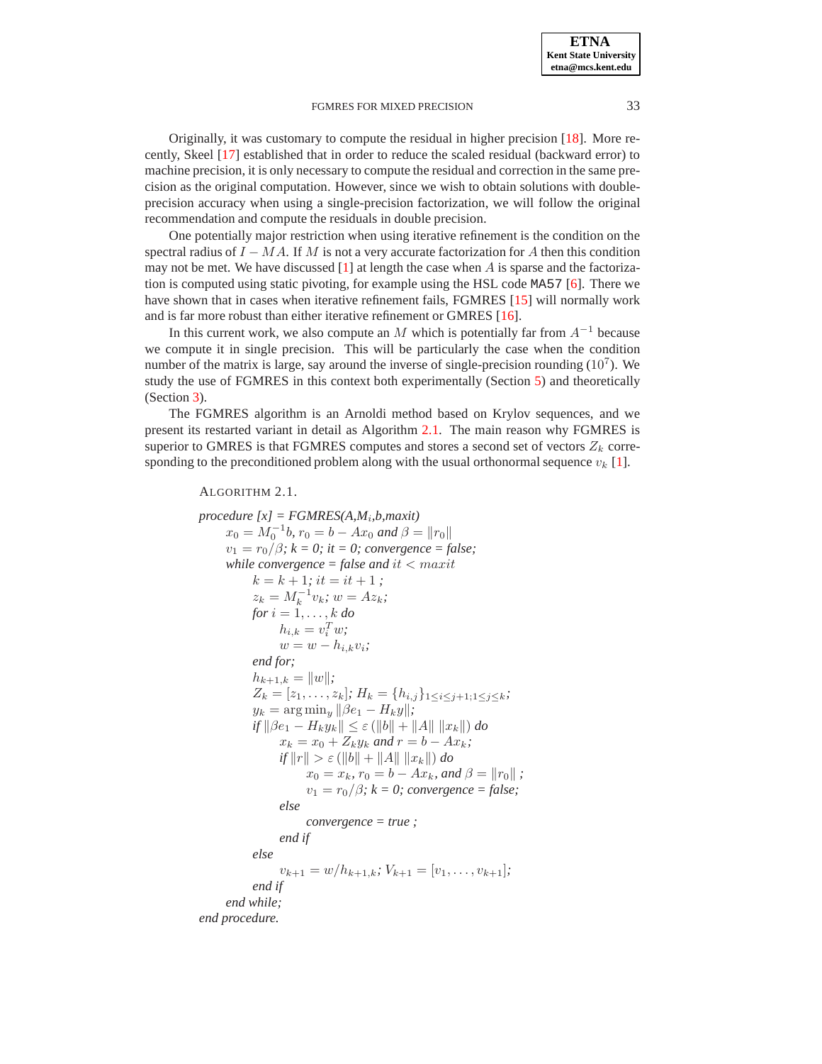Originally, it was customary to compute the residual in higher precision [18]. More recently, Skeel [17] established that in order to reduce the scaled residual (backward error) to machine precision, it is only necessary to compute the residual and correction in the same precision as the original computation. However, since we wish to obtain solutions with double-precision accuracy when using a single-precision factorization, we will follow the original recommendation and compute the residuals in double precision.

One potentially major restriction when using iterative refinement is the condition on the spectral radius of $I - MA$. If $M$ is not a very accurate factorization for $A$ then this condition may not be met. We have discussed [1] at length the case when $A$ is sparse and the factorization is computed using static pivoting, for example using the HSL code MA57 [6]. There we have shown that in cases when iterative refinement fails, FGMRES [15] will normally work and is far more robust than either iterative refinement or GMRES [16].

In this current work, we also compute an $M$ which is potentially far from $A^{-1}$ because we compute it in single precision. This will be particularly the case when the condition number of the matrix is large, say around the inverse of single-precision rounding ($10^7$). We study the use of FGMRES in this context both experimentally (Section 5) and theoretically (Section 3).

The FGMRES algorithm is an Arnoldi method based on Krylov sequences, and we present its restarted variant in detail as Algorithm 2.1. The main reason why FGMRES is superior to GMRES is that FGMRES computes and stores a second set of vectors $Z_k$ corresponding to the preconditioned problem along with the usual orthonormal sequence $v_k$ [1].

ALGORITHM 2.1.

*procedure [x] = FGMRES(A,$M_i$,b,maxit)*
- $x_0 = M_0^{-1}b$, $r_0 = b - Ax_0$ *and* $\beta = \|r_0\|$
- $v_1 = r_0/\beta$; *k = 0; it = 0; convergence = false;*
- *while convergence = false and* $it < maxit$
  - $k = k + 1$; $it = it + 1$ ;
  - $z_k = M_k^{-1}v_k$; $w = Az_k$;
  - *for* $i = 1, \ldots, k$ *do*
    - $h_{i,k} = v_i^T w$;
    - $w = w - h_{i,k}v_i$;
  - *end for;*
  - $h_{k+1,k} = \|w\|$;
  - $Z_k = [z_1, \ldots, z_k]$; $H_k = \{h_{i,j}\}_{1 \le i \le j+1; 1 \le j \le k}$;
  - $y_k = \arg\min_y \|\beta e_1 - H_k y\|$;
  - *if* $\|\beta e_1 - H_k y_k\| \le \varepsilon\,(\|b\| + \|A\|\,\|x_k\|)$ *do*
    - $x_k = x_0 + Z_k y_k$ *and* $r = b - Ax_k$;
    - *if* $\|r\| > \varepsilon\,(\|b\| + \|A\|\,\|x_k\|)$ *do*
      - $x_0 = x_k$, $r_0 = b - Ax_k$, *and* $\beta = \|r_0\|$ ;
      - $v_1 = r_0/\beta$; *k = 0; convergence = false;*
    - *else*
      - *convergence = true ;*
    - *end if*
  - *else*
    - $v_{k+1} = w/h_{k+1,k}$; $V_{k+1} = [v_1, \ldots, v_{k+1}]$;
  - *end if*
- *end while;*

*end procedure.*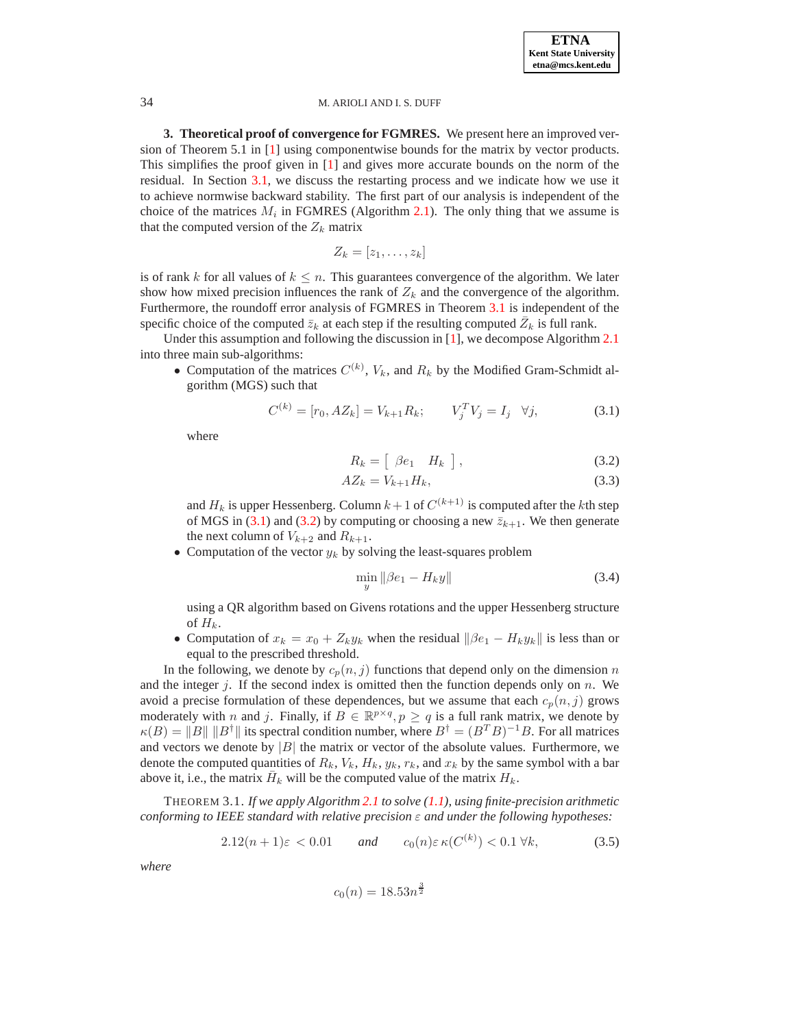## 3. Theoretical proof of convergence for FGMRES.

We present here an improved version of Theorem 5.1 in [1] using componentwise bounds for the matrix by vector products. This simplifies the proof given in [1] and gives more accurate bounds on the norm of the residual. In Section 3.1, we discuss the restarting process and we indicate how we use it to achieve normwise backward stability. The first part of our analysis is independent of the choice of the matrices $M_i$ in FGMRES (Algorithm 2.1). The only thing that we assume is that the computed version of the $Z_k$ matrix

$$Z_k = [z_1, \ldots, z_k]$$

is of rank $k$ for all values of $k \leq n$. This guarantees convergence of the algorithm. We later show how mixed precision influences the rank of $Z_k$ and the convergence of the algorithm. Furthermore, the roundoff error analysis of FGMRES in Theorem 3.1 is independent of the specific choice of the computed $\bar{z}_k$ at each step if the resulting computed $\bar{Z}_k$ is full rank.

Under this assumption and following the discussion in [1], we decompose Algorithm 2.1 into three main sub-algorithms:

- Computation of the matrices $C^{(k)}$, $V_k$, and $R_k$ by the Modified Gram-Schmidt algorithm (MGS) such that

$$C^{(k)} = [r_0, AZ_k] = V_{k+1}R_k; \qquad V_j^T V_j = I_j \quad \forall j, \tag{3.1}$$

  where

$$R_k = \left[\begin{array}{cc} \beta e_1 & H_k \end{array}\right], \tag{3.2}$$

$$AZ_k = V_{k+1}H_k, \tag{3.3}$$

  and $H_k$ is upper Hessenberg. Column $k+1$ of $C^{(k+1)}$ is computed after the $k$th step of MGS in (3.1) and (3.2) by computing or choosing a new $\bar{z}_{k+1}$. We then generate the next column of $V_{k+2}$ and $R_{k+1}$.
- Computation of the vector $y_k$ by solving the least-squares problem

$$\min_y \|\beta e_1 - H_k y\| \tag{3.4}$$

  using a QR algorithm based on Givens rotations and the upper Hessenberg structure of $H_k$.
- Computation of $x_k = x_0 + Z_k y_k$ when the residual $\|\beta e_1 - H_k y_k\|$ is less than or equal to the prescribed threshold.

In the following, we denote by $c_p(n, j)$ functions that depend only on the dimension $n$ and the integer $j$. If the second index is omitted then the function depends only on $n$. We avoid a precise formulation of these dependences, but we assume that each $c_p(n, j)$ grows moderately with $n$ and $j$. Finally, if $B \in \mathbb{R}^{p \times q}, p \geq q$ is a full rank matrix, we denote by $\kappa(B) = \|B\| \, \|B^\dagger\|$ its spectral condition number, where $B^\dagger = (B^T B)^{-1} B$. For all matrices and vectors we denote by $|B|$ the matrix or vector of the absolute values. Furthermore, we denote the computed quantities of $R_k$, $V_k$, $H_k$, $y_k$, $r_k$, and $x_k$ by the same symbol with a bar above it, i.e., the matrix $\bar{H}_k$ will be the computed value of the matrix $H_k$.

THEOREM 3.1. *If we apply Algorithm 2.1 to solve (1.1), using finite-precision arithmetic conforming to IEEE standard with relative precision $\varepsilon$ and under the following hypotheses:*

$$2.12(n+1)\varepsilon < 0.01 \qquad \textit{and} \qquad c_0(n)\varepsilon\, \kappa(C^{(k)}) < 0.1 \;\forall k, \tag{3.5}$$

*where*

$$c_0(n) = 18.53 n^{\frac{3}{2}}$$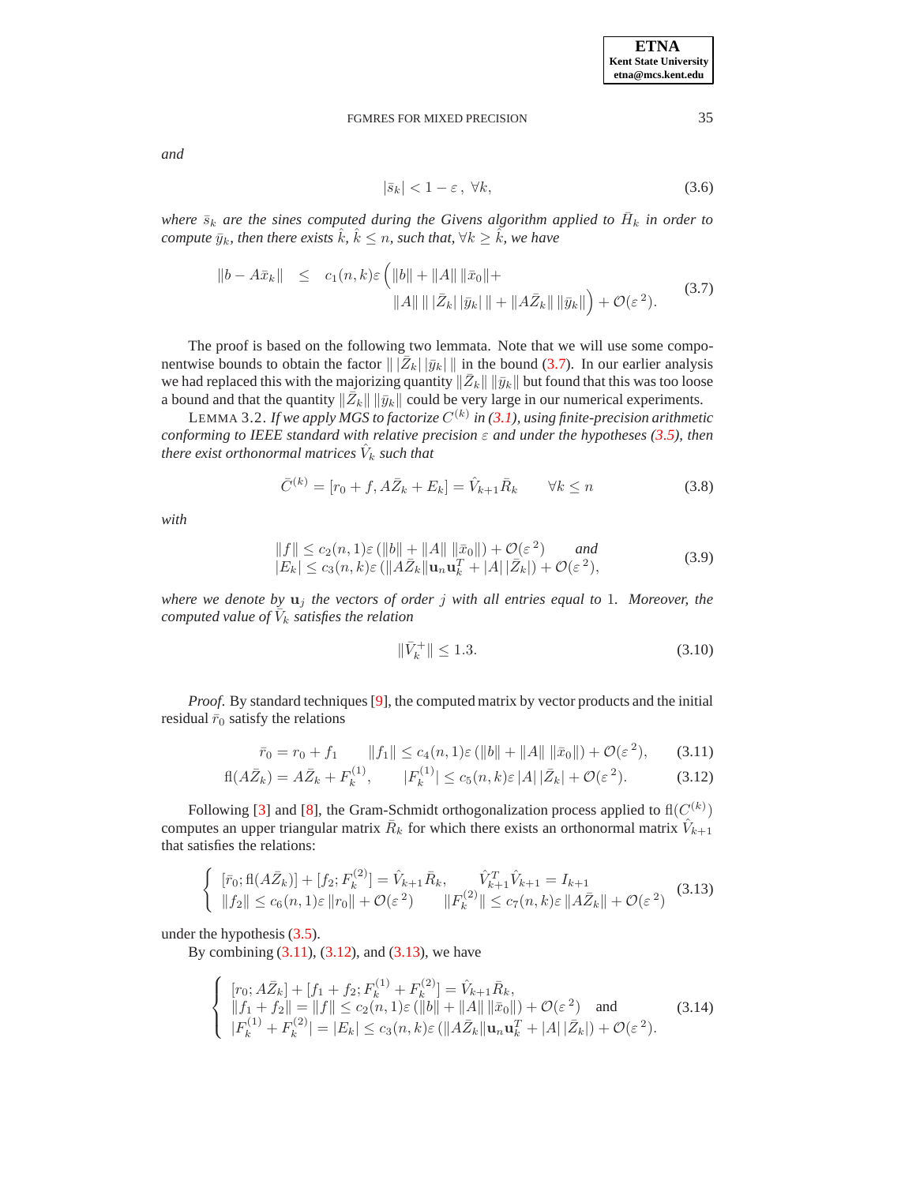*and*

$$|\bar{s}_k| < 1 - \varepsilon\,,\ \forall k, \tag{3.6}$$

*where $\bar{s}_k$ are the sines computed during the Givens algorithm applied to $\bar{H}_k$ in order to compute $\bar{y}_k$, then there exists $\hat{k}$, $\hat{k} \leq n$, such that, $\forall k \geq \hat{k}$, we have*

$$\begin{aligned} \|b - A\bar{x}_k\| \quad &\leq \quad c_1(n,k)\varepsilon \Big( \|b\| + \|A\|\,\|\bar{x}_0\| + \\ &\qquad \|A\|\,\|\,|\bar{Z}_k|\,|\bar{y}_k|\,\| + \|A\bar{Z}_k\|\,\|\bar{y}_k\| \Big) + \mathcal{O}(\varepsilon^{\,2}). \end{aligned} \tag{3.7}$$

The proof is based on the following two lemmata. Note that we will use some componentwise bounds to obtain the factor $\|\,|\bar{Z}_k|\,|\bar{y}_k|\,\|$ in the bound (3.7). In our earlier analysis we had replaced this with the majorizing quantity $\|\bar{Z}_k\|\,\|\bar{y}_k\|$ but found that this was too loose a bound and that the quantity $\|\bar{Z}_k\|\,\|\bar{y}_k\|$ could be very large in our numerical experiments.

LEMMA 3.2. *If we apply MGS to factorize $C^{(k)}$ in (3.1), using finite-precision arithmetic conforming to IEEE standard with relative precision $\varepsilon$ and under the hypotheses (3.5), then there exist orthonormal matrices $\hat{V}_k$ such that*

$$\bar{C}^{(k)} = [r_0 + f, A\bar{Z}_k + E_k] = \hat{V}_{k+1}\bar{R}_k \qquad \forall k \leq n \tag{3.8}$$

*with*

$$\begin{aligned} &\|f\| \leq c_2(n,1)\varepsilon\,(\|b\| + \|A\|\,\|\bar{x}_0\|) + \mathcal{O}(\varepsilon^{\,2}) \qquad \textit{and} \\ &|E_k| \leq c_3(n,k)\varepsilon\,(\|A\bar{Z}_k\|\mathbf{u}_n\mathbf{u}_k^T + |A|\,|\bar{Z}_k|) + \mathcal{O}(\varepsilon^{\,2}), \end{aligned} \tag{3.9}$$

*where we denote by $\mathbf{u}_j$ the vectors of order $j$ with all entries equal to 1. Moreover, the computed value of $\bar{V}_k$ satisfies the relation*

$$\|\bar{V}_k^+\| \leq 1.3. \tag{3.10}$$

*Proof.* By standard techniques [9], the computed matrix by vector products and the initial residual $\bar{r}_0$ satisfy the relations

$$\bar{r}_0 = r_0 + f_1 \qquad \|f_1\| \leq c_4(n,1)\varepsilon\,(\|b\| + \|A\|\,\|\bar{x}_0\|) + \mathcal{O}(\varepsilon^{\,2}), \tag{3.11}$$

$$\mathrm{fl}(A\bar{Z}_k) = A\bar{Z}_k + F_k^{(1)}, \qquad |F_k^{(1)}| \leq c_5(n,k)\varepsilon\,|A|\,|\bar{Z}_k| + \mathcal{O}(\varepsilon^{\,2}). \tag{3.12}$$

Following [3] and [8], the Gram-Schmidt orthogonalization process applied to $\mathrm{fl}(C^{(k)})$ computes an upper triangular matrix $\bar{R}_k$ for which there exists an orthonormal matrix $\hat{V}_{k+1}$ that satisfies the relations:

$$\begin{cases} [\bar{r}_0; \mathrm{fl}(A\bar{Z}_k)] + [f_2; F_k^{(2)}] = \hat{V}_{k+1}\bar{R}_k, \qquad \hat{V}_{k+1}^T\hat{V}_{k+1} = I_{k+1} \\ \|f_2\| \leq c_6(n,1)\varepsilon\,\|r_0\| + \mathcal{O}(\varepsilon^{\,2}) \qquad \|F_k^{(2)}\| \leq c_7(n,k)\varepsilon\,\|A\bar{Z}_k\| + \mathcal{O}(\varepsilon^{\,2}) \end{cases} \tag{3.13}$$

under the hypothesis (3.5).

By combining (3.11), (3.12), and (3.13), we have

$$\begin{cases} [r_0; A\bar{Z}_k] + [f_1 + f_2; F_k^{(1)} + F_k^{(2)}] = \hat{V}_{k+1}\bar{R}_k, \\ \|f_1 + f_2\| = \|f\| \leq c_2(n,1)\varepsilon\,(\|b\| + \|A\|\,\|\bar{x}_0\|) + \mathcal{O}(\varepsilon^{\,2}) \quad \text{and} \\ |F_k^{(1)} + F_k^{(2)}| = |E_k| \leq c_3(n,k)\varepsilon\,(\|A\bar{Z}_k\|\mathbf{u}_n\mathbf{u}_k^T + |A|\,|\bar{Z}_k|) + \mathcal{O}(\varepsilon^{\,2}). \end{cases} \tag{3.14}$$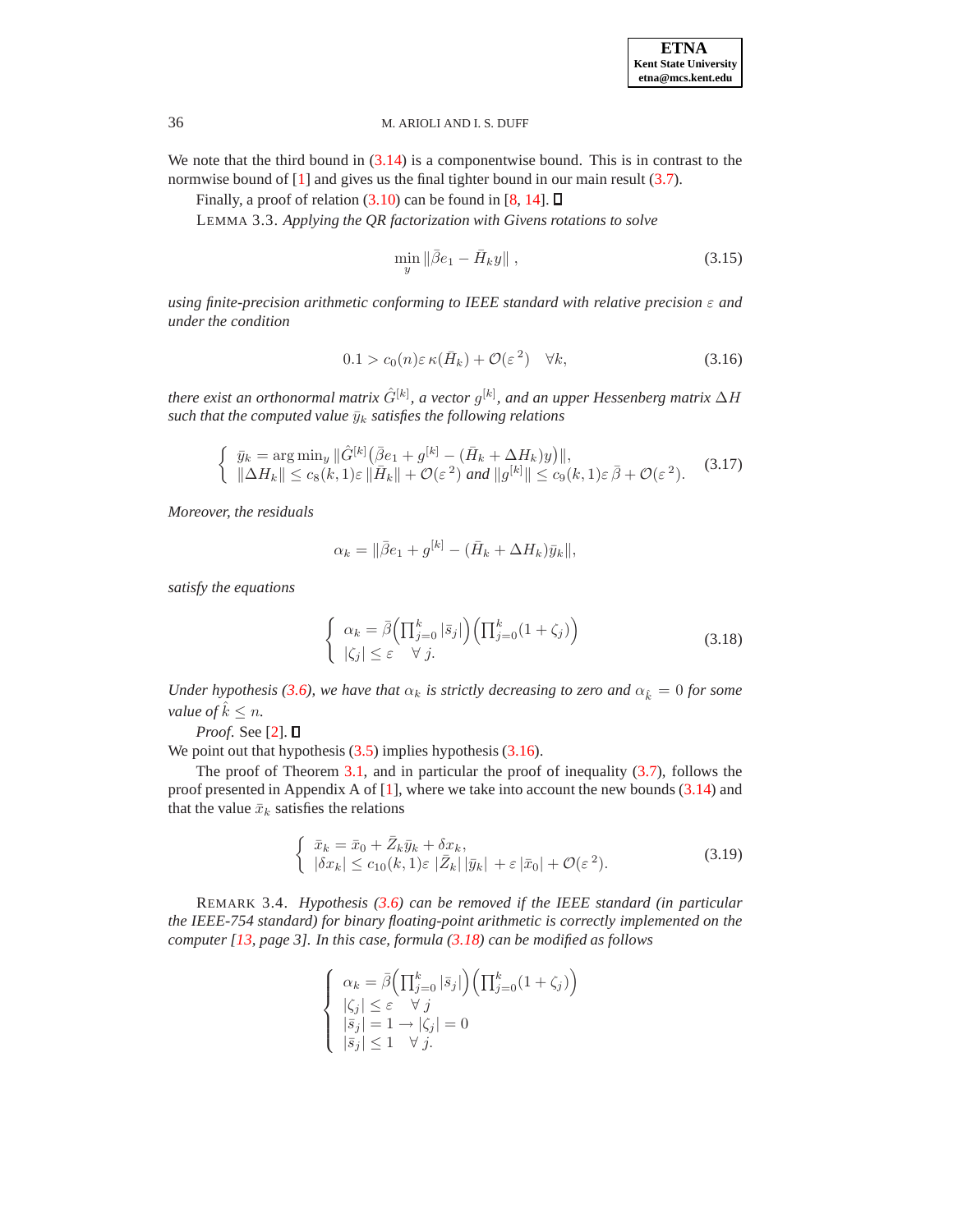We note that the third bound in (3.14) is a componentwise bound. This is in contrast to the normwise bound of [1] and gives us the final tighter bound in our main result (3.7).

Finally, a proof of relation (3.10) can be found in [8, 14]. ☐

LEMMA 3.3. *Applying the QR factorization with Givens rotations to solve*

$$\min_y \|\bar{\beta}e_1 - \bar{H}_k y\| \,, \tag{3.15}$$

*using finite-precision arithmetic conforming to IEEE standard with relative precision $\varepsilon$ and under the condition*

$$0.1 > c_0(n)\varepsilon\, \kappa(\bar{H}_k) + \mathcal{O}(\varepsilon^{\,2}) \quad \forall k, \tag{3.16}$$

*there exist an orthonormal matrix $\hat{G}^{[k]}$, a vector $g^{[k]}$, and an upper Hessenberg matrix $\Delta H$ such that the computed value $\bar{y}_k$ satisfies the following relations*

$$\left\{ \begin{array}{l} \bar{y}_k = \arg\min_y \|\hat{G}^{[k]}\big(\bar{\beta}e_1 + g^{[k]} - (\bar{H}_k + \Delta H_k)y\big)\|, \\ \|\Delta H_k\| \leq c_8(k,1)\varepsilon\, \|\bar{H}_k\| + \mathcal{O}(\varepsilon^{\,2}) \text{ and } \|g^{[k]}\| \leq c_9(k,1)\varepsilon\, \bar{\beta} + \mathcal{O}(\varepsilon^{\,2}). \end{array} \right. \tag{3.17}$$

*Moreover, the residuals*

$$\alpha_k = \|\bar{\beta}e_1 + g^{[k]} - (\bar{H}_k + \Delta H_k)\bar{y}_k\|,$$

*satisfy the equations*

$$\left\{ \begin{array}{l} \alpha_k = \bar{\beta}\Big(\prod_{j=0}^{k} |\bar{s}_j|\Big)\Big(\prod_{j=0}^{k}(1+\zeta_j)\Big) \\ |\zeta_j| \leq \varepsilon \quad \forall\, j. \end{array} \right. \tag{3.18}$$

*Under hypothesis (3.6), we have that $\alpha_k$ is strictly decreasing to zero and $\alpha_{\hat{k}} = 0$ for some value of $\hat{k} \leq n$.*

*Proof*. See [2]. ☐

We point out that hypothesis (3.5) implies hypothesis (3.16).

The proof of Theorem 3.1, and in particular the proof of inequality (3.7), follows the proof presented in Appendix A of [1], where we take into account the new bounds (3.14) and that the value $\bar{x}_k$ satisfies the relations

$$\left\{ \begin{array}{l} \bar{x}_k = \bar{x}_0 + \bar{Z}_k\bar{y}_k + \delta x_k, \\ |\delta x_k| \leq c_{10}(k,1)\varepsilon\; |\bar{Z}_k|\,|\bar{y}_k| \; + \varepsilon\,|\bar{x}_0| + \mathcal{O}(\varepsilon^{\,2}). \end{array} \right. \tag{3.19}$$

REMARK 3.4. *Hypothesis (3.6) can be removed if the IEEE standard (in particular the IEEE-754 standard) for binary floating-point arithmetic is correctly implemented on the computer [13, page 3]. In this case, formula (3.18) can be modified as follows*

$$\left\{ \begin{array}{l} \alpha_k = \bar{\beta}\Big(\prod_{j=0}^{k} |\bar{s}_j|\Big)\Big(\prod_{j=0}^{k}(1+\zeta_j)\Big) \\ |\zeta_j| \leq \varepsilon \quad \forall\, j \\ |\bar{s}_j| = 1 \rightarrow |\zeta_j| = 0 \\ |\bar{s}_j| \leq 1 \quad \forall\, j. \end{array} \right.$$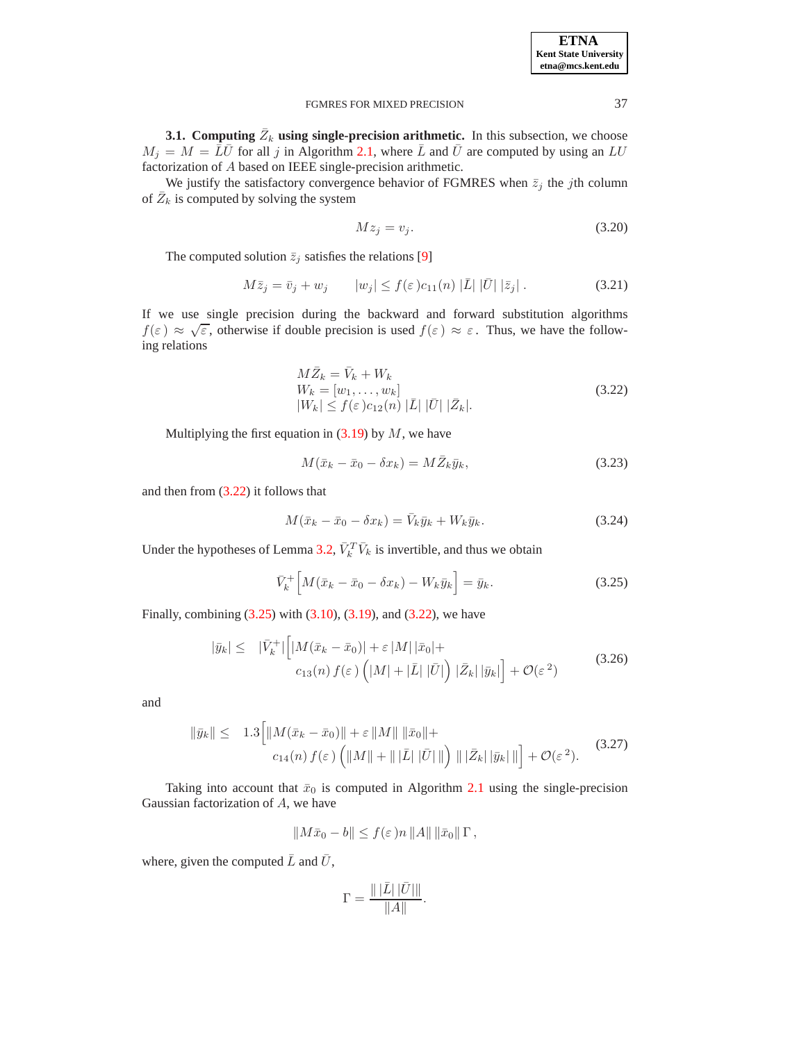**3.1. Computing $\bar{Z}_k$ using single-precision arithmetic.** In this subsection, we choose $M_j = M = \bar{L}\bar{U}$ for all $j$ in Algorithm 2.1, where $\bar{L}$ and $\bar{U}$ are computed by using an $LU$ factorization of $A$ based on IEEE single-precision arithmetic.

We justify the satisfactory convergence behavior of FGMRES when $\bar{z}_j$ the $j$th column of $\bar{Z}_k$ is computed by solving the system

$$M z_j = v_j. \tag{3.20}$$

The computed solution $\bar{z}_j$ satisfies the relations [9]

$$M\bar{z}_j = \bar{v}_j + w_j \qquad |w_j| \leq f(\varepsilon)c_{11}(n)\,|\bar{L}|\,|\bar{U}|\,|\bar{z}_j|\,. \tag{3.21}$$

If we use single precision during the backward and forward substitution algorithms $f(\varepsilon) \approx \sqrt{\varepsilon}$, otherwise if double precision is used $f(\varepsilon) \approx \varepsilon$. Thus, we have the following relations

$$\begin{array}{l} M\bar{Z}_k = \bar{V}_k + W_k \\ W_k = [w_1, \ldots, w_k] \\ |W_k| \leq f(\varepsilon)c_{12}(n)\,|\bar{L}|\,|\bar{U}|\,|\bar{Z}_k|. \end{array} \tag{3.22}$$

Multiplying the first equation in (3.19) by $M$, we have

$$M(\bar{x}_k - \bar{x}_0 - \delta x_k) = M\bar{Z}_k\bar{y}_k, \tag{3.23}$$

and then from (3.22) it follows that

$$M(\bar{x}_k - \bar{x}_0 - \delta x_k) = \bar{V}_k\bar{y}_k + W_k\bar{y}_k. \tag{3.24}$$

Under the hypotheses of Lemma 3.2, $\bar{V}_k^T\bar{V}_k$ is invertible, and thus we obtain

$$\bar{V}_k^+\Big[M(\bar{x}_k - \bar{x}_0 - \delta x_k) - W_k\bar{y}_k\Big] = \bar{y}_k. \tag{3.25}$$

Finally, combining (3.25) with (3.10), (3.19), and (3.22), we have

$$\begin{aligned} |\bar{y}_k| \leq \ & |\bar{V}_k^+|\Big[|M(\bar{x}_k - \bar{x}_0)| + \varepsilon\,|M|\,|\bar{x}_0| + \\ & c_{13}(n)\,f(\varepsilon)\left(|M| + |\bar{L}|\,|\bar{U}|\right)\,|\bar{Z}_k|\,|\bar{y}_k|\Big] + \mathcal{O}(\varepsilon^2) \end{aligned} \tag{3.26}$$

and

$$\begin{aligned} \|\bar{y}_k\| \leq \ & 1.3\Big[\|M(\bar{x}_k - \bar{x}_0)\| + \varepsilon\,\|M\|\,\|\bar{x}_0\| + \\ & c_{14}(n)\,f(\varepsilon)\left(\|M\| + \|\,|\bar{L}|\,|\bar{U}|\,\|\right)\,\|\,|\bar{Z}_k|\,|\bar{y}_k|\,\|\Big] + \mathcal{O}(\varepsilon^2). \end{aligned} \tag{3.27}$$

Taking into account that $\bar{x}_0$ is computed in Algorithm 2.1 using the single-precision Gaussian factorization of $A$, we have

$$\|M\bar{x}_0 - b\| \leq f(\varepsilon)n\,\|A\|\,\|\bar{x}_0\|\,\Gamma\,,$$

where, given the computed $\bar{L}$ and $\bar{U}$,

$$\Gamma = \frac{\|\,|\bar{L}|\,|\bar{U}|\,\|}{\|A\|}.$$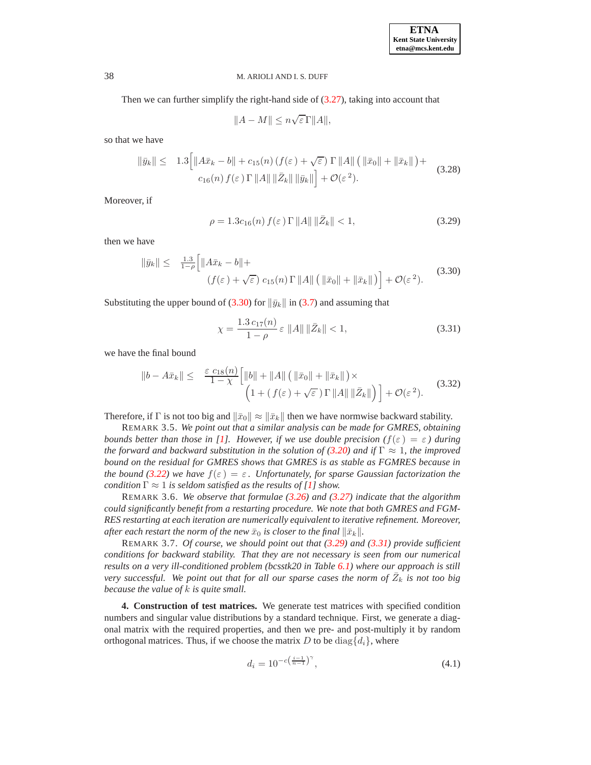Then we can further simplify the right-hand side of (3.27), taking into account that

$$\|A - M\| \leq n\sqrt{\varepsilon}\,\Gamma\|A\|,$$

so that we have

$$\begin{aligned}\|\bar{y}_k\| \leq \quad & 1.3\Big[\|A\bar{x}_k - b\| + c_{15}(n)\,(f(\varepsilon) + \sqrt{\varepsilon})\;\Gamma\;\|A\|\,\big(\,\|\bar{x}_0\| + \|\bar{x}_k\|\,\big) + \\ & c_{16}(n)\, f(\varepsilon\,)\,\Gamma\,\|A\|\,\|\bar{Z}_k\|\,\|\bar{y}_k\|\Big] + \mathcal{O}(\varepsilon^{\,2}).\end{aligned} \tag{3.28}$$

Moreover, if

$$\rho = 1.3c_{16}(n)\, f(\varepsilon\,)\,\Gamma\,\|A\|\,\|\bar{Z}_k\| < 1, \tag{3.29}$$

then we have

$$\begin{aligned}\|\bar{y}_k\| \leq \quad & \tfrac{1.3}{1-\rho}\Big[\|A\bar{x}_k - b\| + \\ & (f(\varepsilon\,) + \sqrt{\varepsilon}\,)\;c_{15}(n)\,\Gamma\,\|A\|\,\big(\,\|\bar{x}_0\| + \|\bar{x}_k\|\,\big)\Big] + \mathcal{O}(\varepsilon^{\,2}).\end{aligned} \tag{3.30}$$

Substituting the upper bound of (3.30) for $\|\bar{y}_k\|$ in (3.7) and assuming that

$$\chi = \frac{1.3\,c_{17}(n)}{1-\rho}\,\varepsilon\;\|A\|\,\|\bar{Z}_k\| < 1, \tag{3.31}$$

we have the final bound

$$\begin{aligned}\|b - A\bar{x}_k\| \leq \quad & \frac{\varepsilon\;c_{18}(n)}{1-\chi}\Big[\|b\| + \|A\|\,\big(\,\|\bar{x}_0\| + \|\bar{x}_k\|\,\big)\times \\ & \Big(1 + (\,f(\varepsilon\,) + \sqrt{\varepsilon}\,)\,\Gamma\,\|A\|\,\|\bar{Z}_k\|\Big)\Big] + \mathcal{O}(\varepsilon^{\,2}).\end{aligned} \tag{3.32}$$

Therefore, if $\Gamma$ is not too big and $\|\bar{x}_0\| \approx \|\bar{x}_k\|$ then we have normwise backward stability.

REMARK 3.5. *We point out that a similar analysis can be made for GMRES, obtaining bounds better than those in [1]. However, if we use double precision ($f(\varepsilon\,) = \varepsilon$) during the forward and backward substitution in the solution of (3.20) and if $\Gamma \approx 1$, the improved bound on the residual for GMRES shows that GMRES is as stable as FGMRES because in the bound (3.22) we have $f(\varepsilon\,) = \varepsilon$. Unfortunately, for sparse Gaussian factorization the condition $\Gamma \approx 1$ is seldom satisfied as the results of [1] show.*

REMARK 3.6. *We observe that formulae (3.26) and (3.27) indicate that the algorithm could significantly benefit from a restarting procedure. We note that both GMRES and FGMRES restarting at each iteration are numerically equivalent to iterative refinement. Moreover, after each restart the norm of the new $\bar{x}_0$ is closer to the final $\|\bar{x}_k\|$.*

REMARK 3.7. *Of course, we should point out that (3.29) and (3.31) provide sufficient conditions for backward stability. That they are not necessary is seen from our numerical results on a very ill-conditioned problem (bcsstk20 in Table 6.1) where our approach is still very successful. We point out that for all our sparse cases the norm of $\bar{Z}_k$ is not too big because the value of $k$ is quite small.*

**4. Construction of test matrices.** We generate test matrices with specified condition numbers and singular value distributions by a standard technique. First, we generate a diagonal matrix with the required properties, and then we pre- and post-multiply it by random orthogonal matrices. Thus, if we choose the matrix $D$ to be $\mathrm{diag}\{d_i\}$, where

$$d_i = 10^{-c\left(\frac{i-1}{n-1}\right)^{\gamma}}, \tag{4.1}$$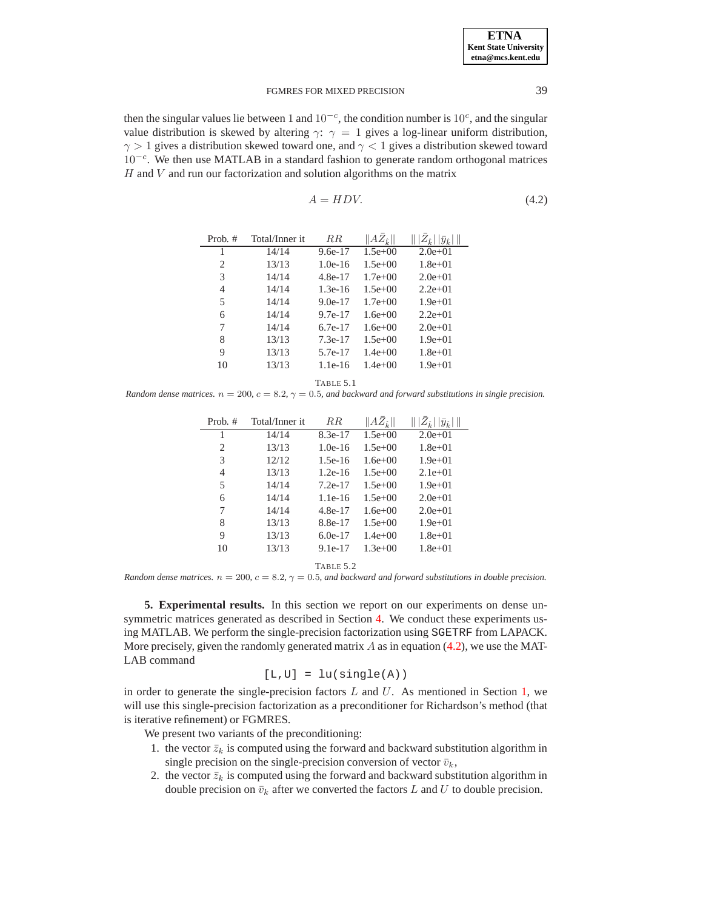then the singular values lie between 1 and $10^{-c}$, the condition number is $10^c$, and the singular value distribution is skewed by altering $\gamma$: $\gamma = 1$ gives a log-linear uniform distribution, $\gamma > 1$ gives a distribution skewed toward one, and $\gamma < 1$ gives a distribution skewed toward $10^{-c}$. We then use MATLAB in a standard fashion to generate random orthogonal matrices $H$ and $V$ and run our factorization and solution algorithms on the matrix

$$A = HDV. \tag{4.2}$$

| Prob. # | Total/Inner it | $RR$ | $\|A\bar{Z}_{\hat{k}}\|$ | $\|\,\lvert\bar{Z}_{\hat{k}}\rvert\,\lvert\bar{y}_{\hat{k}}\rvert\,\|$ |
|---|---|---|---|---|
| 1 | 14/14 | 9.6e-17 | 1.5e+00 | 2.0e+01 |
| 2 | 13/13 | 1.0e-16 | 1.5e+00 | 1.8e+01 |
| 3 | 14/14 | 4.8e-17 | 1.7e+00 | 2.0e+01 |
| 4 | 14/14 | 1.3e-16 | 1.5e+00 | 2.2e+01 |
| 5 | 14/14 | 9.0e-17 | 1.7e+00 | 1.9e+01 |
| 6 | 14/14 | 9.7e-17 | 1.6e+00 | 2.2e+01 |
| 7 | 14/14 | 6.7e-17 | 1.6e+00 | 2.0e+01 |
| 8 | 13/13 | 7.3e-17 | 1.5e+00 | 1.9e+01 |
| 9 | 13/13 | 5.7e-17 | 1.4e+00 | 1.8e+01 |
| 10 | 13/13 | 1.1e-16 | 1.4e+00 | 1.9e+01 |

TABLE 5.1
*Random dense matrices.* $n = 200$, $c = 8.2$, $\gamma = 0.5$, *and backward and forward substitutions in single precision.*

| Prob. # | Total/Inner it | $RR$ | $\|A\bar{Z}_{\hat{k}}\|$ | $\|\,\lvert\bar{Z}_{\hat{k}}\rvert\,\lvert\bar{y}_{\hat{k}}\rvert\,\|$ |
|---|---|---|---|---|
| 1 | 14/14 | 8.3e-17 | 1.5e+00 | 2.0e+01 |
| 2 | 13/13 | 1.0e-16 | 1.5e+00 | 1.8e+01 |
| 3 | 12/12 | 1.5e-16 | 1.6e+00 | 1.9e+01 |
| 4 | 13/13 | 1.2e-16 | 1.5e+00 | 2.1e+01 |
| 5 | 14/14 | 7.2e-17 | 1.5e+00 | 1.9e+01 |
| 6 | 14/14 | 1.1e-16 | 1.5e+00 | 2.0e+01 |
| 7 | 14/14 | 4.8e-17 | 1.6e+00 | 2.0e+01 |
| 8 | 13/13 | 8.8e-17 | 1.5e+00 | 1.9e+01 |
| 9 | 13/13 | 6.0e-17 | 1.4e+00 | 1.8e+01 |
| 10 | 13/13 | 9.1e-17 | 1.3e+00 | 1.8e+01 |

TABLE 5.2
*Random dense matrices.* $n = 200$, $c = 8.2$, $\gamma = 0.5$, *and backward and forward substitutions in double precision.*

## 5. Experimental results.

In this section we report on our experiments on dense unsymmetric matrices generated as described in Section 4. We conduct these experiments using MATLAB. We perform the single-precision factorization using SGETRF from LAPACK. More precisely, given the randomly generated matrix $A$ as in equation (4.2), we use the MATLAB command

```
[L,U] = lu(single(A))
```

in order to generate the single-precision factors $L$ and $U$. As mentioned in Section 1, we will use this single-precision factorization as a preconditioner for Richardson's method (that is iterative refinement) or FGMRES.

We present two variants of the preconditioning:

1. the vector $\bar{z}_k$ is computed using the forward and backward substitution algorithm in single precision on the single-precision conversion of vector $\bar{v}_k$,
2. the vector $\bar{z}_k$ is computed using the forward and backward substitution algorithm in double precision on $\bar{v}_k$ after we converted the factors $L$ and $U$ to double precision.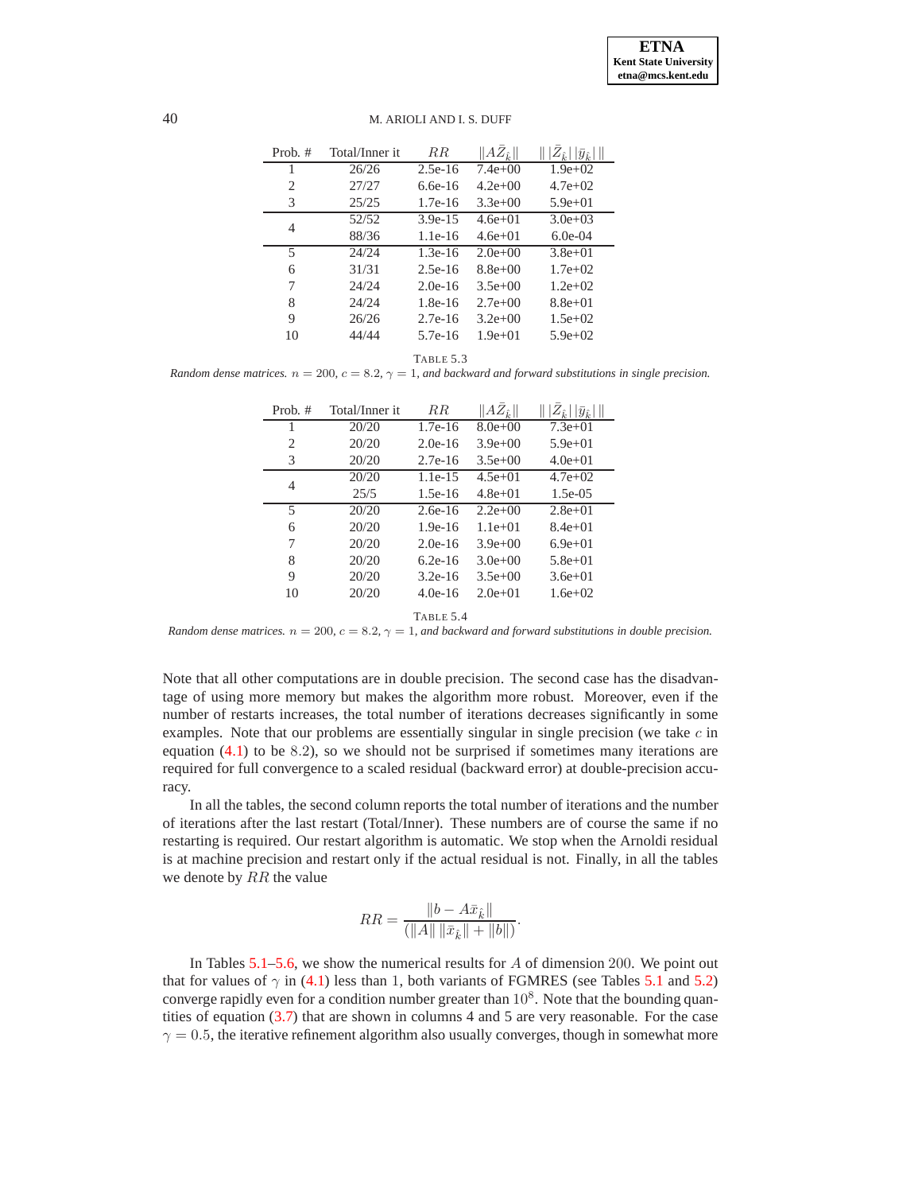| Prob. # | Total/Inner it | $RR$ | $\|A\bar{Z}_{\hat{k}}\|$ | $\| \|\bar{Z}_{\hat{k}}\| \|\bar{y}_{\hat{k}}\| \|$ |
|---|---|---|---|---|
| 1 | 26/26 | 2.5e-16 | 7.4e+00 | 1.9e+02 |
| 2 | 27/27 | 6.6e-16 | 4.2e+00 | 4.7e+02 |
| 3 | 25/25 | 1.7e-16 | 3.3e+00 | 5.9e+01 |
| 4 | 52/52 | 3.9e-15 | 4.6e+01 | 3.0e+03 |
| | 88/36 | 1.1e-16 | 4.6e+01 | 6.0e-04 |
| 5 | 24/24 | 1.3e-16 | 2.0e+00 | 3.8e+01 |
| 6 | 31/31 | 2.5e-16 | 8.8e+00 | 1.7e+02 |
| 7 | 24/24 | 2.0e-16 | 3.5e+00 | 1.2e+02 |
| 8 | 24/24 | 1.8e-16 | 2.7e+00 | 8.8e+01 |
| 9 | 26/26 | 2.7e-16 | 3.2e+00 | 1.5e+02 |
| 10 | 44/44 | 5.7e-16 | 1.9e+01 | 5.9e+02 |

TABLE 5.3

*Random dense matrices.* $n = 200$, $c = 8.2$, $\gamma = 1$, *and backward and forward substitutions in single precision.*

| Prob. # | Total/Inner it | $RR$ | $\|A\bar{Z}_{\hat{k}}\|$ | $\| \|\bar{Z}_{\hat{k}}\| \|\bar{y}_{\hat{k}}\| \|$ |
|---|---|---|---|---|
| 1 | 20/20 | 1.7e-16 | 8.0e+00 | 7.3e+01 |
| 2 | 20/20 | 2.0e-16 | 3.9e+00 | 5.9e+01 |
| 3 | 20/20 | 2.7e-16 | 3.5e+00 | 4.0e+01 |
| 4 | 20/20 | 1.1e-15 | 4.5e+01 | 4.7e+02 |
| | 25/5 | 1.5e-16 | 4.8e+01 | 1.5e-05 |
| 5 | 20/20 | 2.6e-16 | 2.2e+00 | 2.8e+01 |
| 6 | 20/20 | 1.9e-16 | 1.1e+01 | 8.4e+01 |
| 7 | 20/20 | 2.0e-16 | 3.9e+00 | 6.9e+01 |
| 8 | 20/20 | 6.2e-16 | 3.0e+00 | 5.8e+01 |
| 9 | 20/20 | 3.2e-16 | 3.5e+00 | 3.6e+01 |
| 10 | 20/20 | 4.0e-16 | 2.0e+01 | 1.6e+02 |

TABLE 5.4

*Random dense matrices.* $n = 200$, $c = 8.2$, $\gamma = 1$, *and backward and forward substitutions in double precision.*

Note that all other computations are in double precision. The second case has the disadvantage of using more memory but makes the algorithm more robust. Moreover, even if the number of restarts increases, the total number of iterations decreases significantly in some examples. Note that our problems are essentially singular in single precision (we take $c$ in equation (4.1) to be $8.2$), so we should not be surprised if sometimes many iterations are required for full convergence to a scaled residual (backward error) at double-precision accuracy.

In all the tables, the second column reports the total number of iterations and the number of iterations after the last restart (Total/Inner). These numbers are of course the same if no restarting is required. Our restart algorithm is automatic. We stop when the Arnoldi residual is at machine precision and restart only if the actual residual is not. Finally, in all the tables we denote by $RR$ the value

$$RR = \frac{\|b - A\bar{x}_{\hat{k}}\|}{(\|A\| \, \|\bar{x}_{\hat{k}}\| + \|b\|)}.$$

In Tables 5.1–5.6, we show the numerical results for $A$ of dimension $200$. We point out that for values of $\gamma$ in (4.1) less than 1, both variants of FGMRES (see Tables 5.1 and 5.2) converge rapidly even for a condition number greater than $10^8$. Note that the bounding quantities of equation (3.7) that are shown in columns 4 and 5 are very reasonable. For the case $\gamma = 0.5$, the iterative refinement algorithm also usually converges, though in somewhat more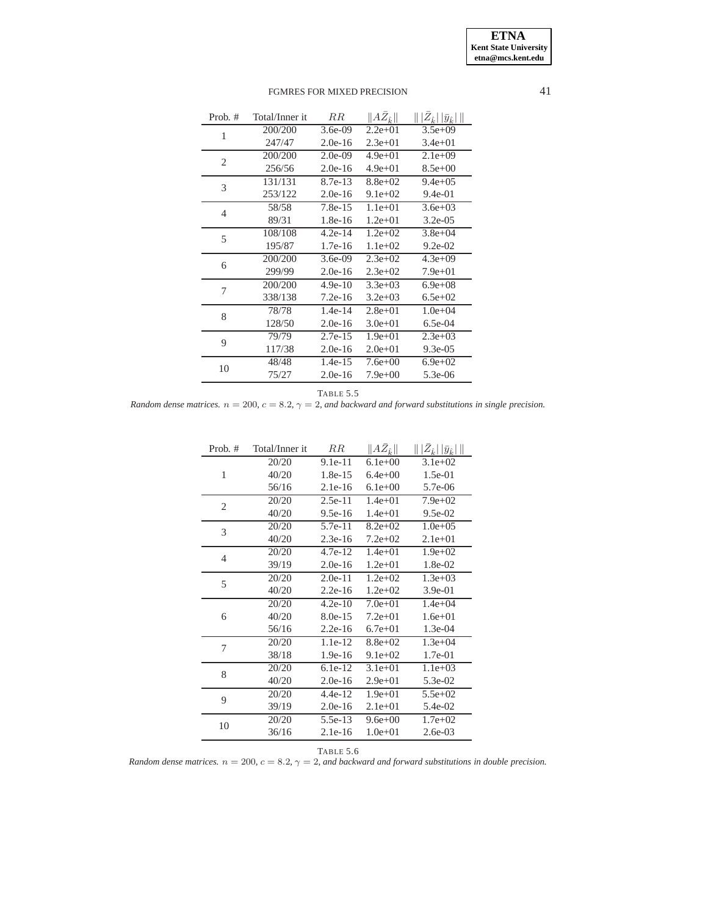| Prob. # | Total/Inner it | $RR$ | $\|A\bar{Z}_{\hat{k}}\|$ | $\|\,\|\bar{Z}_{\hat{k}}\|\,\|\bar{y}_{\hat{k}}\|\,\|$ |
|---|---|---|---|---|
| 1 | 200/200 | 3.6e-09 | 2.2e+01 | 3.5e+09 |
| | 247/47 | 2.0e-16 | 2.3e+01 | 3.4e+01 |
| 2 | 200/200 | 2.0e-09 | 4.9e+01 | 2.1e+09 |
| | 256/56 | 2.0e-16 | 4.9e+01 | 8.5e+00 |
| 3 | 131/131 | 8.7e-13 | 8.8e+02 | 9.4e+05 |
| | 253/122 | 2.0e-16 | 9.1e+02 | 9.4e-01 |
| 4 | 58/58 | 7.8e-15 | 1.1e+01 | 3.6e+03 |
| | 89/31 | 1.8e-16 | 1.2e+01 | 3.2e-05 |
| 5 | 108/108 | 4.2e-14 | 1.2e+02 | 3.8e+04 |
| | 195/87 | 1.7e-16 | 1.1e+02 | 9.2e-02 |
| 6 | 200/200 | 3.6e-09 | 2.3e+02 | 4.3e+09 |
| | 299/99 | 2.0e-16 | 2.3e+02 | 7.9e+01 |
| 7 | 200/200 | 4.9e-10 | 3.3e+03 | 6.9e+08 |
| | 338/138 | 7.2e-16 | 3.2e+03 | 6.5e+02 |
| 8 | 78/78 | 1.4e-14 | 2.8e+01 | 1.0e+04 |
| | 128/50 | 2.0e-16 | 3.0e+01 | 6.5e-04 |
| 9 | 79/79 | 2.7e-15 | 1.9e+01 | 2.3e+03 |
| | 117/38 | 2.0e-16 | 2.0e+01 | 9.3e-05 |
| 10 | 48/48 | 1.4e-15 | 7.6e+00 | 6.9e+02 |
| | 75/27 | 2.0e-16 | 7.9e+00 | 5.3e-06 |

TABLE 5.5
*Random dense matrices.* $n = 200$, $c = 8.2$, $\gamma = 2$, *and backward and forward substitutions in single precision.*

| Prob. # | Total/Inner it | $RR$ | $\|A\bar{Z}_{\hat{k}}\|$ | $\|\,\|\bar{Z}_{\hat{k}}\|\,\|\bar{y}_{\hat{k}}\|\,\|$ |
|---|---|---|---|---|
| 1 | 20/20 | 9.1e-11 | 6.1e+00 | 3.1e+02 |
| | 40/20 | 1.8e-15 | 6.4e+00 | 1.5e-01 |
| | 56/16 | 2.1e-16 | 6.1e+00 | 5.7e-06 |
| 2 | 20/20 | 2.5e-11 | 1.4e+01 | 7.9e+02 |
| | 40/20 | 9.5e-16 | 1.4e+01 | 9.5e-02 |
| 3 | 20/20 | 5.7e-11 | 8.2e+02 | 1.0e+05 |
| | 40/20 | 2.3e-16 | 7.2e+02 | 2.1e+01 |
| 4 | 20/20 | 4.7e-12 | 1.4e+01 | 1.9e+02 |
| | 39/19 | 2.0e-16 | 1.2e+01 | 1.8e-02 |
| 5 | 20/20 | 2.0e-11 | 1.2e+02 | 1.3e+03 |
| | 40/20 | 2.2e-16 | 1.2e+02 | 3.9e-01 |
| 6 | 20/20 | 4.2e-10 | 7.0e+01 | 1.4e+04 |
| | 40/20 | 8.0e-15 | 7.2e+01 | 1.6e+01 |
| | 56/16 | 2.2e-16 | 6.7e+01 | 1.3e-04 |
| 7 | 20/20 | 1.1e-12 | 8.8e+02 | 1.3e+04 |
| | 38/18 | 1.9e-16 | 9.1e+02 | 1.7e-01 |
| 8 | 20/20 | 6.1e-12 | 3.1e+01 | 1.1e+03 |
| | 40/20 | 2.0e-16 | 2.9e+01 | 5.3e-02 |
| 9 | 20/20 | 4.4e-12 | 1.9e+01 | 5.5e+02 |
| | 39/19 | 2.0e-16 | 2.1e+01 | 5.4e-02 |
| 10 | 20/20 | 5.5e-13 | 9.6e+00 | 1.7e+02 |
| | 36/16 | 2.1e-16 | 1.0e+01 | 2.6e-03 |

TABLE 5.6
*Random dense matrices.* $n = 200$, $c = 8.2$, $\gamma = 2$, *and backward and forward substitutions in double precision.*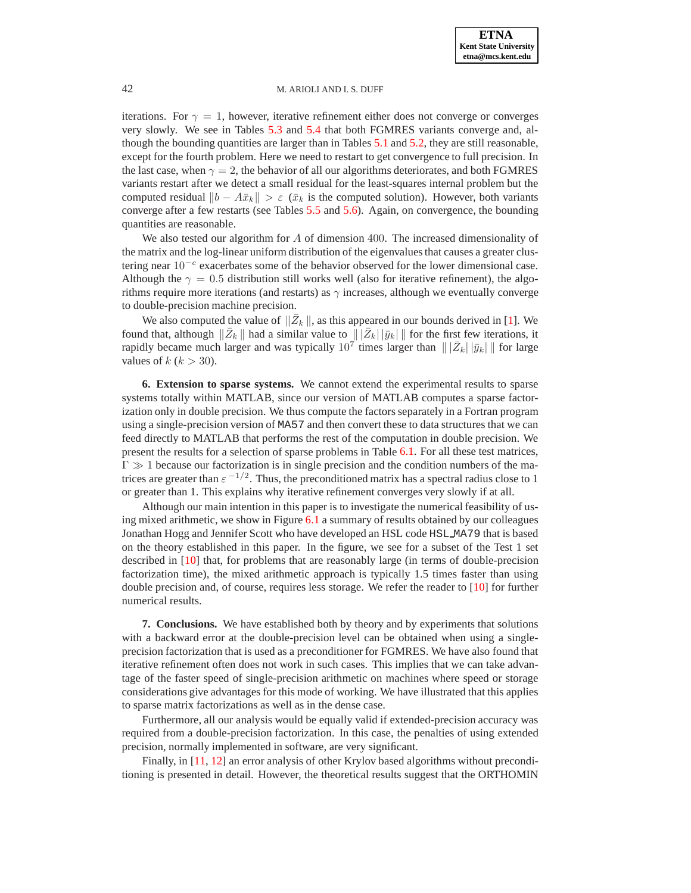iterations. For $\gamma = 1$, however, iterative refinement either does not converge or converges very slowly. We see in Tables 5.3 and 5.4 that both FGMRES variants converge and, although the bounding quantities are larger than in Tables 5.1 and 5.2, they are still reasonable, except for the fourth problem. Here we need to restart to get convergence to full precision. In the last case, when $\gamma = 2$, the behavior of all our algorithms deteriorates, and both FGMRES variants restart after we detect a small residual for the least-squares internal problem but the computed residual $\|b - A\bar{x}_k\| > \varepsilon$ ($\bar{x}_k$ is the computed solution). However, both variants converge after a few restarts (see Tables 5.5 and 5.6). Again, on convergence, the bounding quantities are reasonable.

We also tested our algorithm for $A$ of dimension $400$. The increased dimensionality of the matrix and the log-linear uniform distribution of the eigenvalues that causes a greater clustering near $10^{-c}$ exacerbates some of the behavior observed for the lower dimensional case. Although the $\gamma = 0.5$ distribution still works well (also for iterative refinement), the algorithms require more iterations (and restarts) as $\gamma$ increases, although we eventually converge to double-precision machine precision.

We also computed the value of $\|\bar{Z}_k\|$, as this appeared in our bounds derived in [1]. We found that, although $\|\bar{Z}_k\|$ had a similar value to $\|\,|\bar{Z}_k|\,|\bar{y}_k|\,\|$ for the first few iterations, it rapidly became much larger and was typically $10^7$ times larger than $\|\,|\bar{Z}_k|\,|\bar{y}_k|\,\|$ for large values of $k$ ($k > 30$).

**6. Extension to sparse systems.** We cannot extend the experimental results to sparse systems totally within MATLAB, since our version of MATLAB computes a sparse factorization only in double precision. We thus compute the factors separately in a Fortran program using a single-precision version of MA57 and then convert these to data structures that we can feed directly to MATLAB that performs the rest of the computation in double precision. We present the results for a selection of sparse problems in Table 6.1. For all these test matrices, $\Gamma \gg 1$ because our factorization is in single precision and the condition numbers of the matrices are greater than $\varepsilon^{-1/2}$. Thus, the preconditioned matrix has a spectral radius close to 1 or greater than 1. This explains why iterative refinement converges very slowly if at all.

Although our main intention in this paper is to investigate the numerical feasibility of using mixed arithmetic, we show in Figure 6.1 a summary of results obtained by our colleagues Jonathan Hogg and Jennifer Scott who have developed an HSL code HSL_MA79 that is based on the theory established in this paper. In the figure, we see for a subset of the Test 1 set described in [10] that, for problems that are reasonably large (in terms of double-precision factorization time), the mixed arithmetic approach is typically 1.5 times faster than using double precision and, of course, requires less storage. We refer the reader to [10] for further numerical results.

**7. Conclusions.** We have established both by theory and by experiments that solutions with a backward error at the double-precision level can be obtained when using a single-precision factorization that is used as a preconditioner for FGMRES. We have also found that iterative refinement often does not work in such cases. This implies that we can take advantage of the faster speed of single-precision arithmetic on machines where speed or storage considerations give advantages for this mode of working. We have illustrated that this applies to sparse matrix factorizations as well as in the dense case.

Furthermore, all our analysis would be equally valid if extended-precision accuracy was required from a double-precision factorization. In this case, the penalties of using extended precision, normally implemented in software, are very significant.

Finally, in [11, 12] an error analysis of other Krylov based algorithms without preconditioning is presented in detail. However, the theoretical results suggest that the ORTHOMIN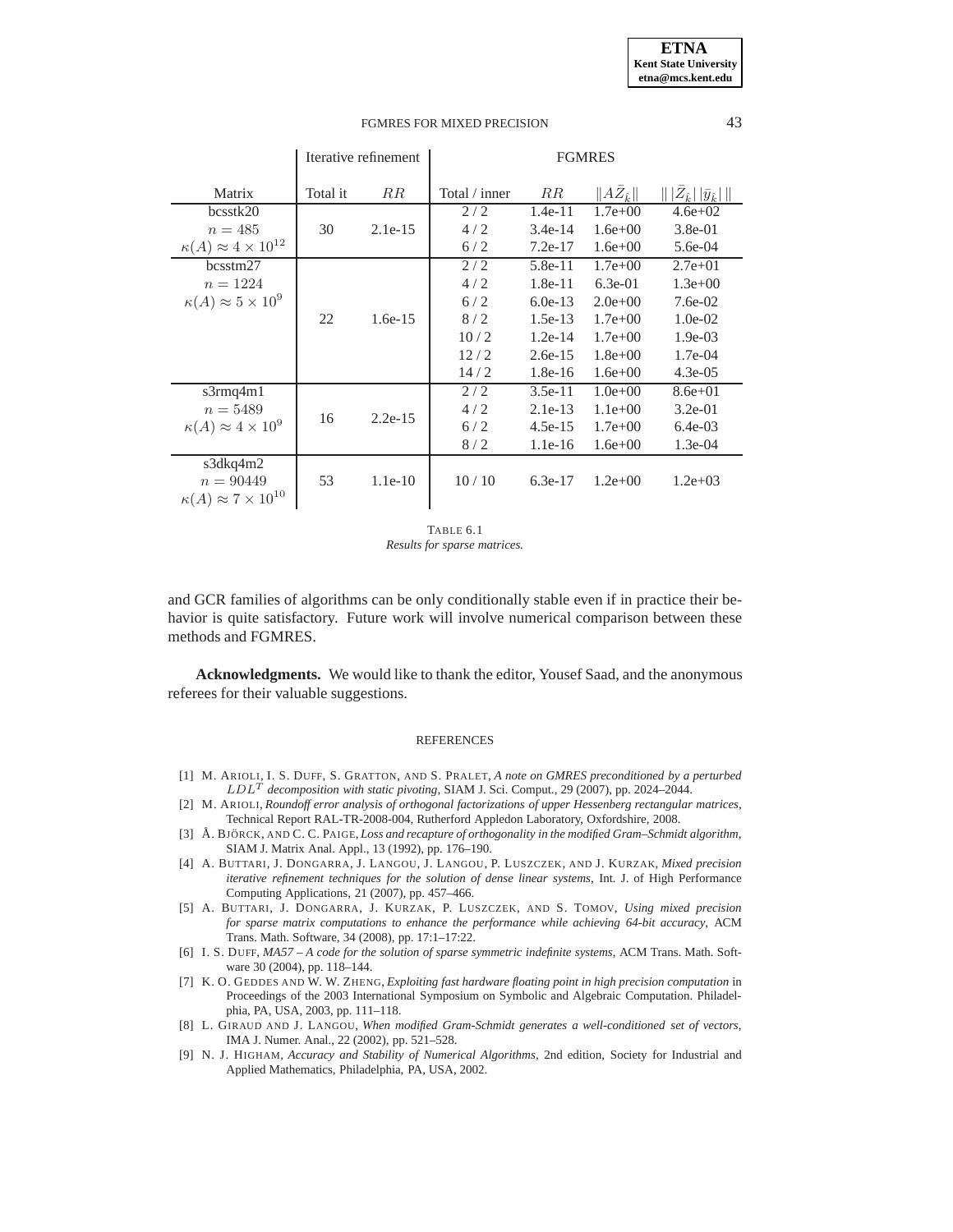| Matrix | Iterative refinement | | FGMRES | | | |
|---|---|---|---|---|---|---|
| | Total it | $RR$ | Total / inner | $RR$ | $\|A\bar{Z}_{\hat{k}}\|$ | $\|\,\|\bar{Z}_{\hat{k}}\|\,\|\bar{y}_{\hat{k}}\|\,\|$ |
| bcsstk20 | | | 2 / 2 | 1.4e-11 | 1.7e+00 | 4.6e+02 |
| $n = 485$ | 30 | 2.1e-15 | 4 / 2 | 3.4e-14 | 1.6e+00 | 3.8e-01 |
| $\kappa(A) \approx 4 \times 10^{12}$ | | | 6 / 2 | 7.2e-17 | 1.6e+00 | 5.6e-04 |
| bcsstm27 | | | 2 / 2 | 5.8e-11 | 1.7e+00 | 2.7e+01 |
| $n = 1224$ | | | 4 / 2 | 1.8e-11 | 6.3e-01 | 1.3e+00 |
| $\kappa(A) \approx 5 \times 10^{9}$ | | | 6 / 2 | 6.0e-13 | 2.0e+00 | 7.6e-02 |
| | 22 | 1.6e-15 | 8 / 2 | 1.5e-13 | 1.7e+00 | 1.0e-02 |
| | | | 10 / 2 | 1.2e-14 | 1.7e+00 | 1.9e-03 |
| | | | 12 / 2 | 2.6e-15 | 1.8e+00 | 1.7e-04 |
| | | | 14 / 2 | 1.8e-16 | 1.6e+00 | 4.3e-05 |
| s3rmq4m1 | | | 2 / 2 | 3.5e-11 | 1.0e+00 | 8.6e+01 |
| $n = 5489$ | 16 | 2.2e-15 | 4 / 2 | 2.1e-13 | 1.1e+00 | 3.2e-01 |
| $\kappa(A) \approx 4 \times 10^{9}$ | | | 6 / 2 | 4.5e-15 | 1.7e+00 | 6.4e-03 |
| | | | 8 / 2 | 1.1e-16 | 1.6e+00 | 1.3e-04 |
| s3dkq4m2 $n = 90449$ $\kappa(A) \approx 7 \times 10^{10}$ | 53 | 1.1e-10 | 10 / 10 | 6.3e-17 | 1.2e+00 | 1.2e+03 |

TABLE 6.1
*Results for sparse matrices.*

and GCR families of algorithms can be only conditionally stable even if in practice their behavior is quite satisfactory. Future work will involve numerical comparison between these methods and FGMRES.

**Acknowledgments.** We would like to thank the editor, Yousef Saad, and the anonymous referees for their valuable suggestions.

## REFERENCES

[1] M. ARIOLI, I. S. DUFF, S. GRATTON, AND S. PRALET, *A note on GMRES preconditioned by a perturbed $LDL^T$ decomposition with static pivoting*, SIAM J. Sci. Comput., 29 (2007), pp. 2024–2044.

[2] M. ARIOLI, *Roundoff error analysis of orthogonal factorizations of upper Hessenberg rectangular matrices*, Technical Report RAL-TR-2008-004, Rutherford Appledon Laboratory, Oxfordshire, 2008.

[3] Å. BJÖRCK, AND C. C. PAIGE, *Loss and recapture of orthogonality in the modified Gram–Schmidt algorithm*, SIAM J. Matrix Anal. Appl., 13 (1992), pp. 176–190.

[4] A. BUTTARI, J. DONGARRA, J. LANGOU, J. LANGOU, P. LUSZCZEK, AND J. KURZAK, *Mixed precision iterative refinement techniques for the solution of dense linear systems*, Int. J. of High Performance Computing Applications, 21 (2007), pp. 457–466.

[5] A. BUTTARI, J. DONGARRA, J. KURZAK, P. LUSZCZEK, AND S. TOMOV, *Using mixed precision for sparse matrix computations to enhance the performance while achieving 64-bit accuracy*, ACM Trans. Math. Software, 34 (2008), pp. 17:1–17:22.

[6] I. S. DUFF, *MA57 – A code for the solution of sparse symmetric indefinite systems*, ACM Trans. Math. Software 30 (2004), pp. 118–144.

[7] K. O. GEDDES AND W. W. ZHENG, *Exploiting fast hardware floating point in high precision computation* in Proceedings of the 2003 International Symposium on Symbolic and Algebraic Computation. Philadelphia, PA, USA, 2003, pp. 111–118.

[8] L. GIRAUD AND J. LANGOU, *When modified Gram-Schmidt generates a well-conditioned set of vectors*, IMA J. Numer. Anal., 22 (2002), pp. 521–528.

[9] N. J. HIGHAM, *Accuracy and Stability of Numerical Algorithms*, 2nd edition, Society for Industrial and Applied Mathematics, Philadelphia, PA, USA, 2002.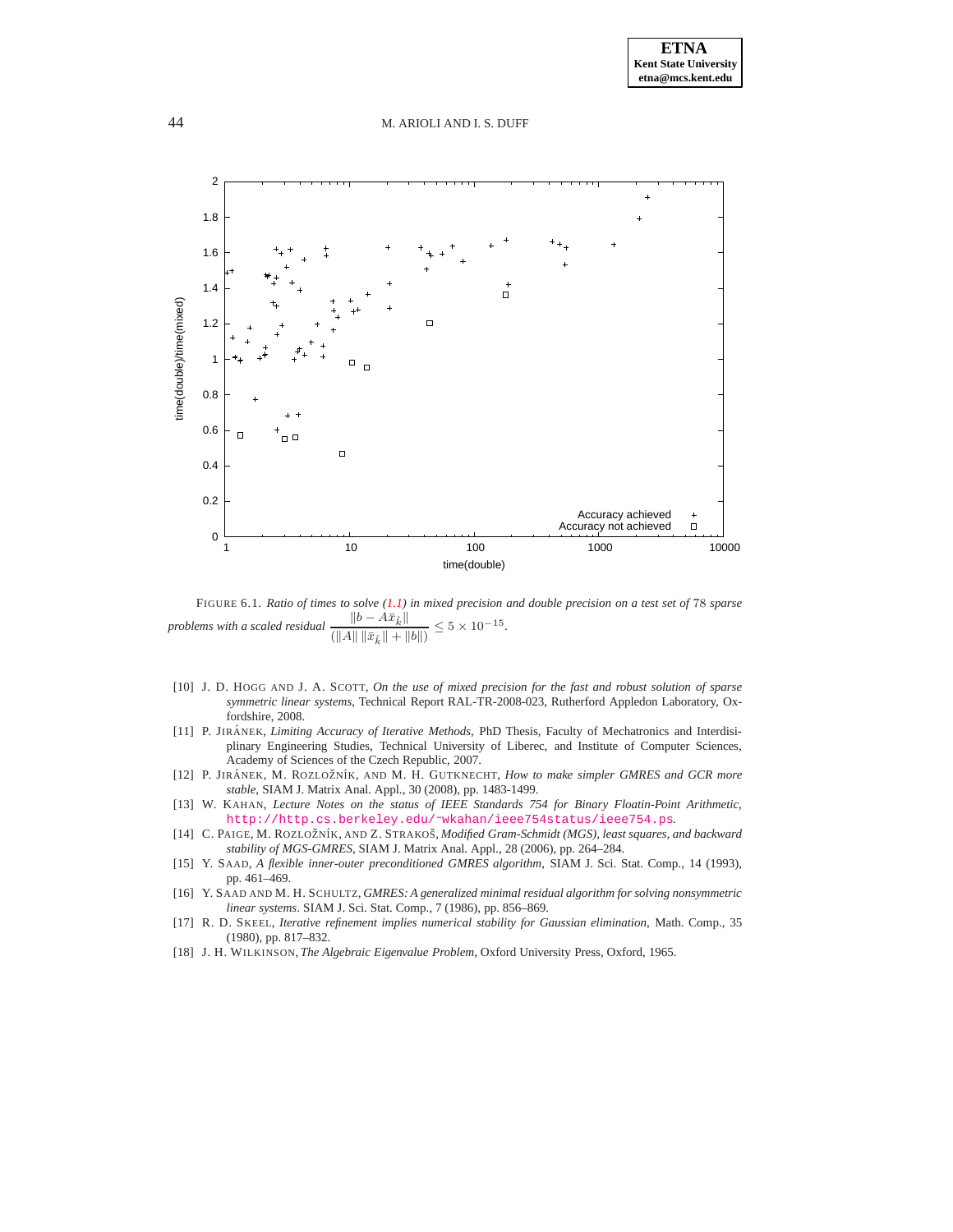2
1.8
1.6
1.4
1.2
1
0.8
0.6
0.4
0.2
0

time(double)/time(mixed)

1
10
100
1000
10000

time(double)

Accuracy achieved +
Accuracy not achieved □

FIGURE 6.1. *Ratio of times to solve (1.1) in mixed precision and double precision on a test set of 78 sparse problems with a scaled residual* $\frac{\|b - A\bar{x}_{\hat{k}}\|}{(\|A\| \, \|\bar{x}_{\hat{k}}\| + \|b\|)} \leq 5 \times 10^{-15}$.

[10] J. D. HOGG AND J. A. SCOTT, *On the use of mixed precision for the fast and robust solution of sparse symmetric linear systems*, Technical Report RAL-TR-2008-023, Rutherford Appledon Laboratory, Oxfordshire, 2008.

[11] P. JIRÁNEK, *Limiting Accuracy of Iterative Methods*, PhD Thesis, Faculty of Mechatronics and Interdisiplinary Engineering Studies, Technical University of Liberec, and Institute of Computer Sciences, Academy of Sciences of the Czech Republic, 2007.

[12] P. JIRÁNEK, M. ROZLOŽNÍK, AND M. H. GUTKNECHT, *How to make simpler GMRES and GCR more stable*, SIAM J. Matrix Anal. Appl., 30 (2008), pp. 1483-1499.

[13] W. KAHAN, *Lecture Notes on the status of IEEE Standards 754 for Binary Floatin-Point Arithmetic*, http://http.cs.berkeley.edu/~wkahan/ieee754status/ieee754.ps.

[14] C. PAIGE, M. ROZLOŽNÍK, AND Z. STRAKOŠ, *Modified Gram-Schmidt (MGS), least squares, and backward stability of MGS-GMRES*, SIAM J. Matrix Anal. Appl., 28 (2006), pp. 264–284.

[15] Y. SAAD, *A flexible inner-outer preconditioned GMRES algorithm*, SIAM J. Sci. Stat. Comp., 14 (1993), pp. 461–469.

[16] Y. SAAD AND M. H. SCHULTZ, *GMRES: A generalized minimal residual algorithm for solving nonsymmetric linear systems*. SIAM J. Sci. Stat. Comp., 7 (1986), pp. 856–869.

[17] R. D. SKEEL, *Iterative refinement implies numerical stability for Gaussian elimination*, Math. Comp., 35 (1980), pp. 817–832.

[18] J. H. WILKINSON, *The Algebraic Eigenvalue Problem*, Oxford University Press, Oxford, 1965.